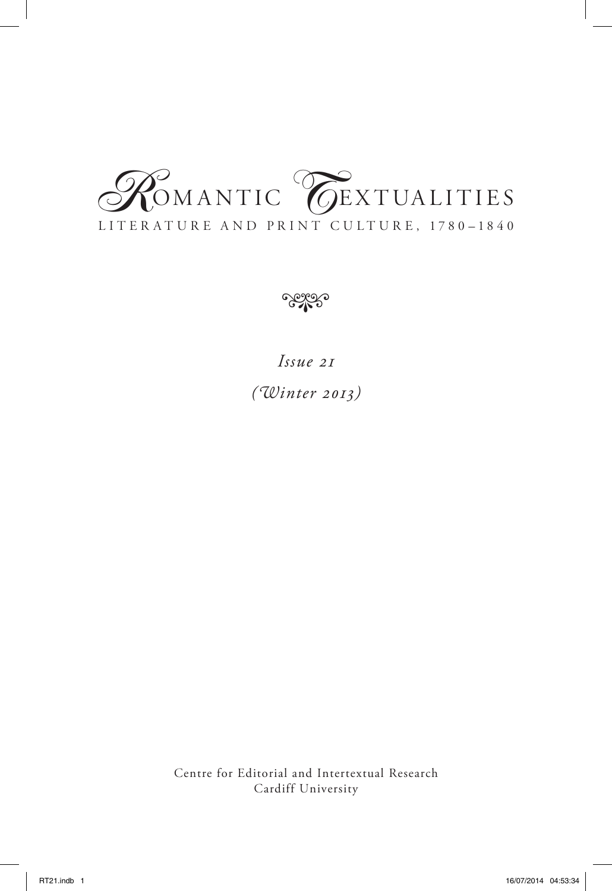# Romantic Textualities

## Literature and Print Culture, 1780–1840

*Issue 21*

*(Winter 2013)*

Centre for Editorial and Intertextual Research
Cardiff University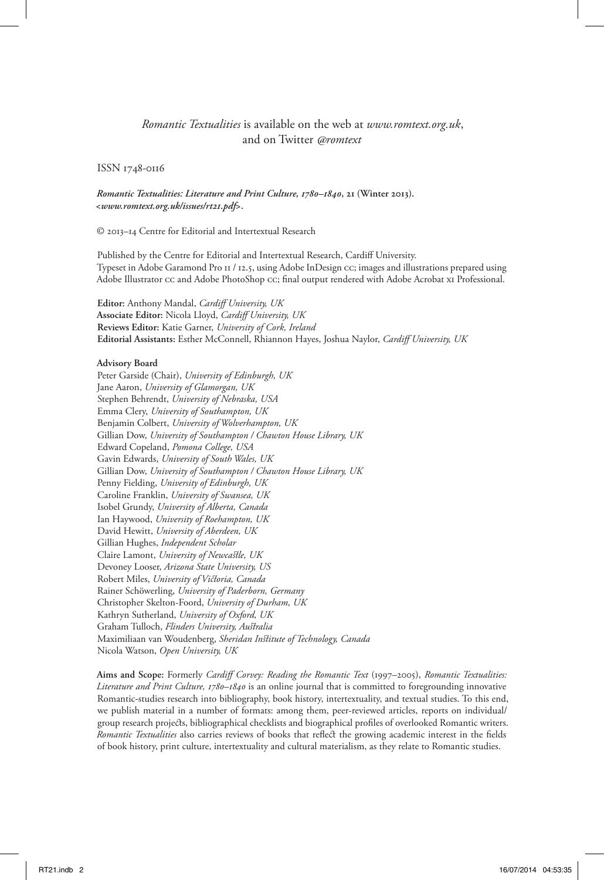*Romantic Textualities* is available on the web at *www.romtext.org.uk*, and on Twitter *@romtext*

ISSN 1748-0116

***Romantic Textualities: Literature and Print Culture, 1780–1840*, 21 (Winter 2013).**
**<*www.romtext.org.uk/issues/rt21.pdf*>.**

© 2013–14 Centre for Editorial and Intertextual Research

Published by the Centre for Editorial and Intertextual Research, Cardiff University.
Typeset in Adobe Garamond Pro 11 / 12.5, using Adobe InDesign CC; images and illustrations prepared using Adobe Illustrator CC and Adobe PhotoShop CC; final output rendered with Adobe Acrobat XI Professional.

**Editor:** Anthony Mandal, *Cardiff University, UK*
**Associate Editor:** Nicola Lloyd, *Cardiff University, UK*
**Reviews Editor:** Katie Garner, *University of Cork, Ireland*
**Editorial Assistants:** Esther McConnell, Rhiannon Hayes, Joshua Naylor, *Cardiff University, UK*

**Advisory Board**
Peter Garside (Chair), *University of Edinburgh, UK*
Jane Aaron, *University of Glamorgan, UK*
Stephen Behrendt, *University of Nebraska, USA*
Emma Clery, *University of Southampton, UK*
Benjamin Colbert, *University of Wolverhampton, UK*
Gillian Dow, *University of Southampton / Chawton House Library, UK*
Edward Copeland, *Pomona College, USA*
Gavin Edwards, *University of South Wales, UK*
Gillian Dow, *University of Southampton / Chawton House Library, UK*
Penny Fielding, *University of Edinburgh, UK*
Caroline Franklin, *University of Swansea, UK*
Isobel Grundy, *University of Alberta, Canada*
Ian Haywood, *University of Roehampton, UK*
David Hewitt, *University of Aberdeen, UK*
Gillian Hughes, *Independent Scholar*
Claire Lamont, *University of Newcastle, UK*
Devoney Looser, *Arizona State University, US*
Robert Miles, *University of Victoria, Canada*
Rainer Schöwerling, *University of Paderborn, Germany*
Christopher Skelton-Foord, *University of Durham, UK*
Kathryn Sutherland, *University of Oxford, UK*
Graham Tulloch, *Flinders University, Australia*
Maximiliaan van Woudenberg, *Sheridan Institute of Technology, Canada*
Nicola Watson, *Open University, UK*

**Aims and Scope:** Formerly *Cardiff Corvey: Reading the Romantic Text* (1997–2005), *Romantic Textualities: Literature and Print Culture, 1780–1840* is an online journal that is committed to foregrounding innovative Romantic-studies research into bibliography, book history, intertextuality, and textual studies. To this end, we publish material in a number of formats: among them, peer-reviewed articles, reports on individual/group research projects, bibliographical checklists and biographical profiles of overlooked Romantic writers. *Romantic Textualities* also carries reviews of books that reflect the growing academic interest in the fields of book history, print culture, intertextuality and cultural materialism, as they relate to Romantic studies.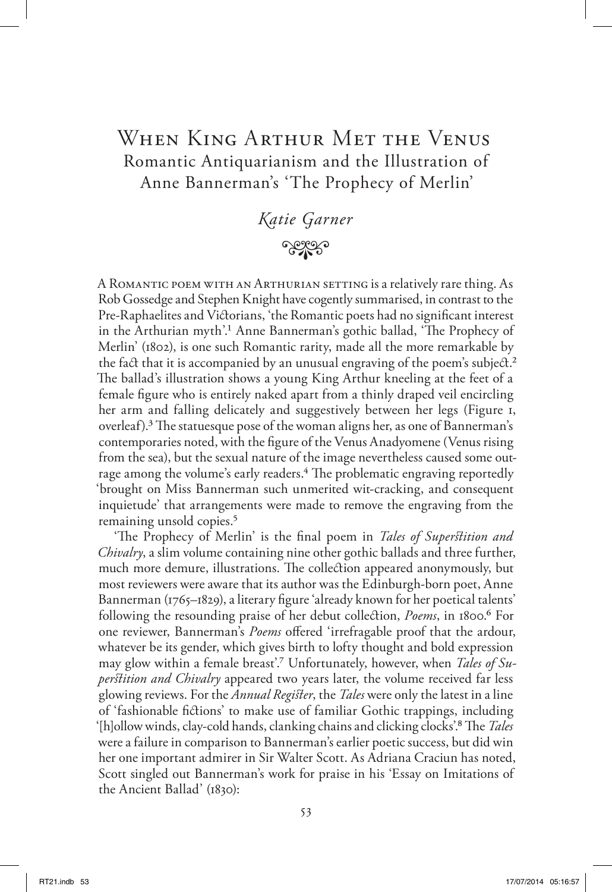# When King Arthur Met the Venus

## Romantic Antiquarianism and the Illustration of Anne Bannerman's 'The Prophecy of Merlin'

*Katie Garner*

A Romantic poem with an Arthurian setting is a relatively rare thing. As Rob Gossedge and Stephen Knight have cogently summarised, in contrast to the Pre-Raphaelites and Victorians, 'the Romantic poets had no significant interest in the Arthurian myth'.[1] Anne Bannerman's gothic ballad, 'The Prophecy of Merlin' (1802), is one such Romantic rarity, made all the more remarkable by the fact that it is accompanied by an unusual engraving of the poem's subject.[2] The ballad's illustration shows a young King Arthur kneeling at the feet of a female figure who is entirely naked apart from a thinly draped veil encircling her arm and falling delicately and suggestively between her legs (Figure 1, overleaf).[3] The statuesque pose of the woman aligns her, as one of Bannerman's contemporaries noted, with the figure of the Venus Anadyomene (Venus rising from the sea), but the sexual nature of the image nevertheless caused some outrage among the volume's early readers.[4] The problematic engraving reportedly 'brought on Miss Bannerman such unmerited wit-cracking, and consequent inquietude' that arrangements were made to remove the engraving from the remaining unsold copies.[5]

'The Prophecy of Merlin' is the final poem in *Tales of Superstition and Chivalry*, a slim volume containing nine other gothic ballads and three further, much more demure, illustrations. The collection appeared anonymously, but most reviewers were aware that its author was the Edinburgh-born poet, Anne Bannerman (1765–1829), a literary figure 'already known for her poetical talents' following the resounding praise of her debut collection, *Poems*, in 1800.[6] For one reviewer, Bannerman's *Poems* offered 'irrefragable proof that the ardour, whatever be its gender, which gives birth to lofty thought and bold expression may glow within a female breast'.[7] Unfortunately, however, when *Tales of Superstition and Chivalry* appeared two years later, the volume received far less glowing reviews. For the *Annual Register*, the *Tales* were only the latest in a line of 'fashionable fictions' to make use of familiar Gothic trappings, including '[h]ollow winds, clay-cold hands, clanking chains and clicking clocks'.[8] The *Tales* were a failure in comparison to Bannerman's earlier poetic success, but did win her one important admirer in Sir Walter Scott. As Adriana Craciun has noted, Scott singled out Bannerman's work for praise in his 'Essay on Imitations of the Ancient Ballad' (1830):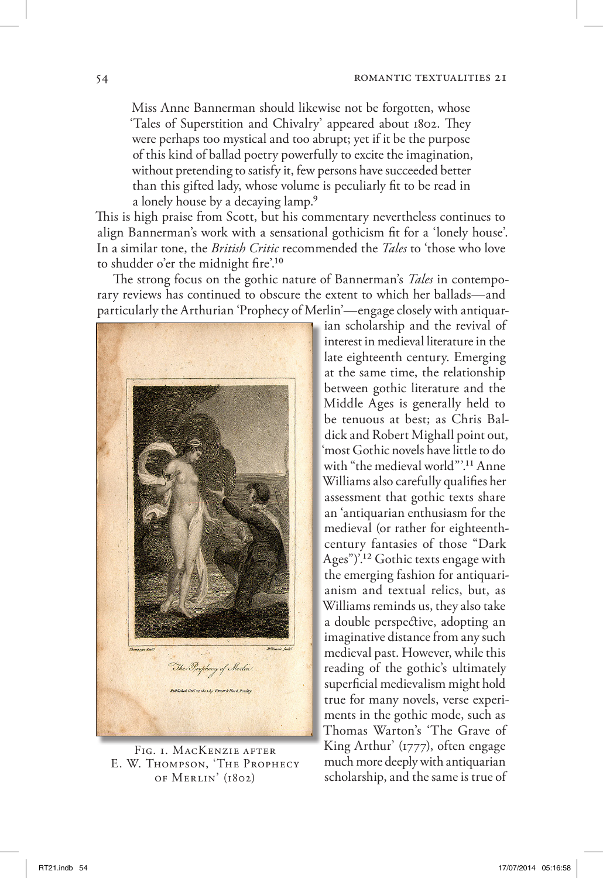> Miss Anne Bannerman should likewise not be forgotten, whose 'Tales of Superstition and Chivalry' appeared about 1802. They were perhaps too mystical and too abrupt; yet if it be the purpose of this kind of ballad poetry powerfully to excite the imagination, without pretending to satisfy it, few persons have succeeded better than this gifted lady, whose volume is peculiarly fit to be read in a lonely house by a decaying lamp.[9]

This is high praise from Scott, but his commentary nevertheless continues to align Bannerman's work with a sensational gothicism fit for a 'lonely house'. In a similar tone, the *British Critic* recommended the *Tales* to 'those who love to shudder o'er the midnight fire'.[10]

The strong focus on the gothic nature of Bannerman's *Tales* in contemporary reviews has continued to obscure the extent to which her ballads—and particularly the Arthurian 'Prophecy of Merlin'—engage closely with antiquarian scholarship and the revival of interest in medieval literature in the late eighteenth century. Emerging at the same time, the relationship between gothic literature and the Middle Ages is generally held to be tenuous at best; as Chris Baldick and Robert Mighall point out, 'most Gothic novels have little to do with "the medieval world"'.[11] Anne Williams also carefully qualifies her assessment that gothic texts share an 'antiquarian enthusiasm for the medieval (or rather for eighteenth-century fantasies of those "Dark Ages")'.[12] Gothic texts engage with the emerging fashion for antiquarianism and textual relics, but, as Williams reminds us, they also take a double perspective, adopting an imaginative distance from any such medieval past. However, while this reading of the gothic's ultimately superficial medievalism might hold true for many novels, verse experiments in the gothic mode, such as Thomas Warton's 'The Grave of King Arthur' (1777), often engage much more deeply with antiquarian scholarship, and the same is true of

Fig. 1. MacKenzie after E. W. Thompson, 'The Prophecy of Merlin' (1802)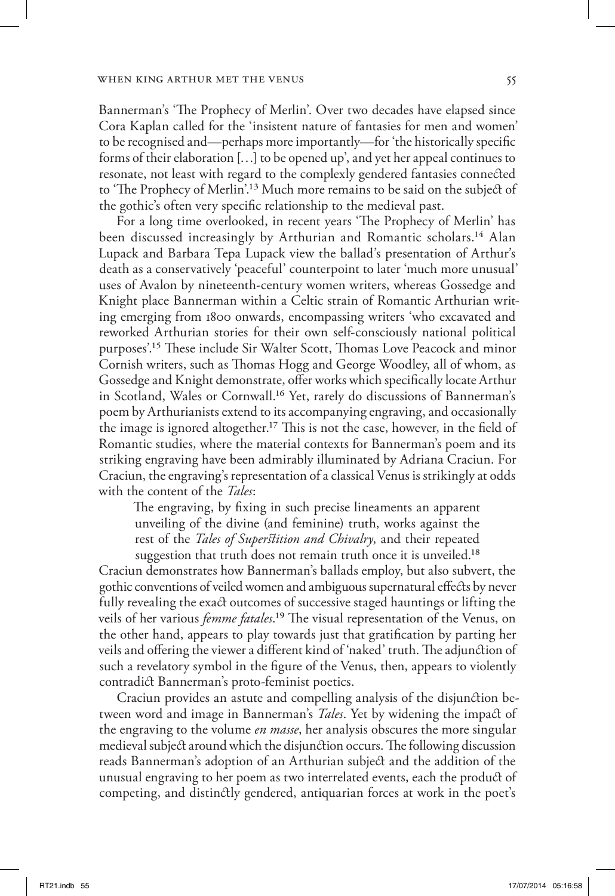Bannerman's 'The Prophecy of Merlin'. Over two decades have elapsed since Cora Kaplan called for the 'insistent nature of fantasies for men and women' to be recognised and—perhaps more importantly—for 'the historically specific forms of their elaboration […] to be opened up', and yet her appeal continues to resonate, not least with regard to the complexly gendered fantasies connected to 'The Prophecy of Merlin'.[13] Much more remains to be said on the subject of the gothic's often very specific relationship to the medieval past.

For a long time overlooked, in recent years 'The Prophecy of Merlin' has been discussed increasingly by Arthurian and Romantic scholars.[14] Alan Lupack and Barbara Tepa Lupack view the ballad's presentation of Arthur's death as a conservatively 'peaceful' counterpoint to later 'much more unusual' uses of Avalon by nineteenth-century women writers, whereas Gossedge and Knight place Bannerman within a Celtic strain of Romantic Arthurian writing emerging from 1800 onwards, encompassing writers 'who excavated and reworked Arthurian stories for their own self-consciously national political purposes'.[15] These include Sir Walter Scott, Thomas Love Peacock and minor Cornish writers, such as Thomas Hogg and George Woodley, all of whom, as Gossedge and Knight demonstrate, offer works which specifically locate Arthur in Scotland, Wales or Cornwall.[16] Yet, rarely do discussions of Bannerman's poem by Arthurianists extend to its accompanying engraving, and occasionally the image is ignored altogether.[17] This is not the case, however, in the field of Romantic studies, where the material contexts for Bannerman's poem and its striking engraving have been admirably illuminated by Adriana Craciun. For Craciun, the engraving's representation of a classical Venus is strikingly at odds with the content of the *Tales*:

> The engraving, by fixing in such precise lineaments an apparent unveiling of the divine (and feminine) truth, works against the rest of the *Tales of Superstition and Chivalry*, and their repeated suggestion that truth does not remain truth once it is unveiled.[18]

Craciun demonstrates how Bannerman's ballads employ, but also subvert, the gothic conventions of veiled women and ambiguous supernatural effects by never fully revealing the exact outcomes of successive staged hauntings or lifting the veils of her various *femme fatales*.[19] The visual representation of the Venus, on the other hand, appears to play towards just that gratification by parting her veils and offering the viewer a different kind of 'naked' truth. The adjunction of such a revelatory symbol in the figure of the Venus, then, appears to violently contradict Bannerman's proto-feminist poetics.

Craciun provides an astute and compelling analysis of the disjunction between word and image in Bannerman's *Tales*. Yet by widening the impact of the engraving to the volume *en masse*, her analysis obscures the more singular medieval subject around which the disjunction occurs. The following discussion reads Bannerman's adoption of an Arthurian subject and the addition of the unusual engraving to her poem as two interrelated events, each the product of competing, and distinctly gendered, antiquarian forces at work in the poet's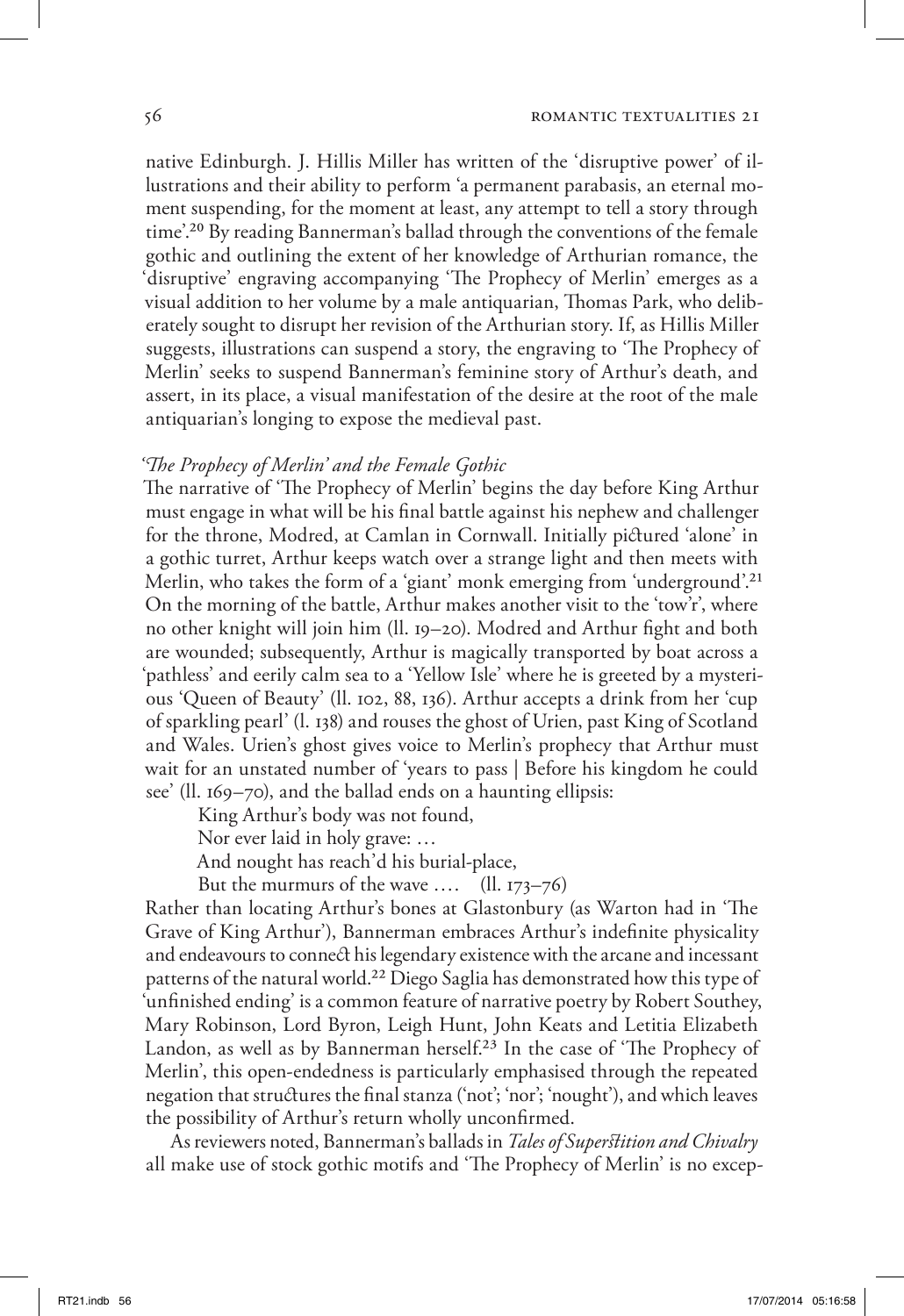native Edinburgh. J. Hillis Miller has written of the 'disruptive power' of illustrations and their ability to perform 'a permanent parabasis, an eternal moment suspending, for the moment at least, any attempt to tell a story through time'.[20] By reading Bannerman's ballad through the conventions of the female gothic and outlining the extent of her knowledge of Arthurian romance, the 'disruptive' engraving accompanying 'The Prophecy of Merlin' emerges as a visual addition to her volume by a male antiquarian, Thomas Park, who deliberately sought to disrupt her revision of the Arthurian story. If, as Hillis Miller suggests, illustrations can suspend a story, the engraving to 'The Prophecy of Merlin' seeks to suspend Bannerman's feminine story of Arthur's death, and assert, in its place, a visual manifestation of the desire at the root of the male antiquarian's longing to expose the medieval past.

### *'The Prophecy of Merlin' and the Female Gothic*

The narrative of 'The Prophecy of Merlin' begins the day before King Arthur must engage in what will be his final battle against his nephew and challenger for the throne, Modred, at Camlan in Cornwall. Initially pictured 'alone' in a gothic turret, Arthur keeps watch over a strange light and then meets with Merlin, who takes the form of a 'giant' monk emerging from 'underground'.[21] On the morning of the battle, Arthur makes another visit to the 'tow'r', where no other knight will join him (ll. 19–20). Modred and Arthur fight and both are wounded; subsequently, Arthur is magically transported by boat across a 'pathless' and eerily calm sea to a 'Yellow Isle' where he is greeted by a mysterious 'Queen of Beauty' (ll. 102, 88, 136). Arthur accepts a drink from her 'cup of sparkling pearl' (l. 138) and rouses the ghost of Urien, past King of Scotland and Wales. Urien's ghost gives voice to Merlin's prophecy that Arthur must wait for an unstated number of 'years to pass | Before his kingdom he could see' (ll. 169–70), and the ballad ends on a haunting ellipsis:

> King Arthur's body was not found,
> Nor ever laid in holy grave: …
> And nought has reach'd his burial-place,
> But the murmurs of the wave …. (ll. 173–76)

Rather than locating Arthur's bones at Glastonbury (as Warton had in 'The Grave of King Arthur'), Bannerman embraces Arthur's indefinite physicality and endeavours to connect his legendary existence with the arcane and incessant patterns of the natural world.[22] Diego Saglia has demonstrated how this type of 'unfinished ending' is a common feature of narrative poetry by Robert Southey, Mary Robinson, Lord Byron, Leigh Hunt, John Keats and Letitia Elizabeth Landon, as well as by Bannerman herself.[23] In the case of 'The Prophecy of Merlin', this open-endedness is particularly emphasised through the repeated negation that structures the final stanza ('not'; 'nor'; 'nought'), and which leaves the possibility of Arthur's return wholly unconfirmed.

As reviewers noted, Bannerman's ballads in *Tales of Superstition and Chivalry* all make use of stock gothic motifs and 'The Prophecy of Merlin' is no excep-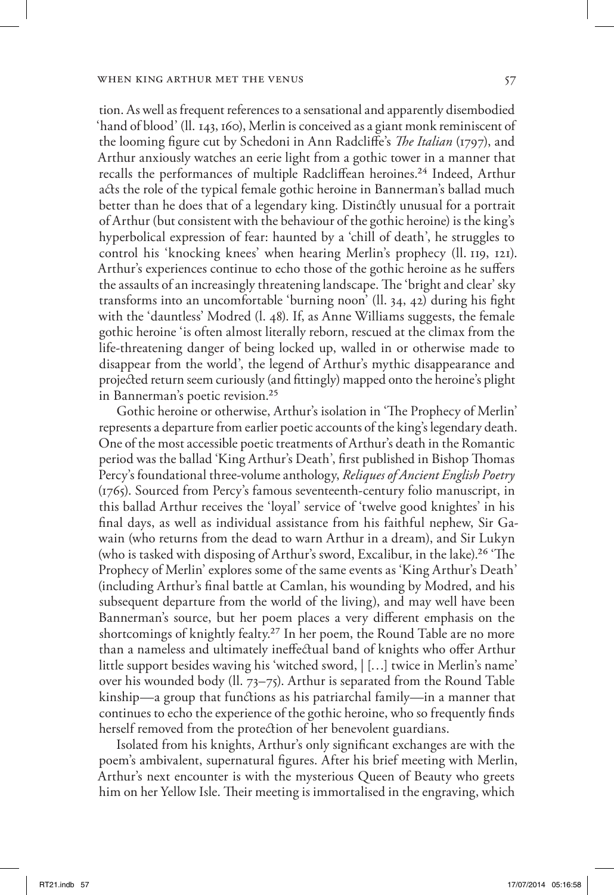tion. As well as frequent references to a sensational and apparently disembodied 'hand of blood' (ll. 143, 160), Merlin is conceived as a giant monk reminiscent of the looming figure cut by Schedoni in Ann Radcliffe's *The Italian* (1797), and Arthur anxiously watches an eerie light from a gothic tower in a manner that recalls the performances of multiple Radcliffean heroines.[24] Indeed, Arthur acts the role of the typical female gothic heroine in Bannerman's ballad much better than he does that of a legendary king. Distinctly unusual for a portrait of Arthur (but consistent with the behaviour of the gothic heroine) is the king's hyperbolical expression of fear: haunted by a 'chill of death', he struggles to control his 'knocking knees' when hearing Merlin's prophecy (ll. 119, 121). Arthur's experiences continue to echo those of the gothic heroine as he suffers the assaults of an increasingly threatening landscape. The 'bright and clear' sky transforms into an uncomfortable 'burning noon' (ll. 34, 42) during his fight with the 'dauntless' Modred (l. 48). If, as Anne Williams suggests, the female gothic heroine 'is often almost literally reborn, rescued at the climax from the life-threatening danger of being locked up, walled in or otherwise made to disappear from the world', the legend of Arthur's mythic disappearance and projected return seem curiously (and fittingly) mapped onto the heroine's plight in Bannerman's poetic revision.[25]

Gothic heroine or otherwise, Arthur's isolation in 'The Prophecy of Merlin' represents a departure from earlier poetic accounts of the king's legendary death. One of the most accessible poetic treatments of Arthur's death in the Romantic period was the ballad 'King Arthur's Death', first published in Bishop Thomas Percy's foundational three-volume anthology, *Reliques of Ancient English Poetry* (1765). Sourced from Percy's famous seventeenth-century folio manuscript, in this ballad Arthur receives the 'loyal' service of 'twelve good knightes' in his final days, as well as individual assistance from his faithful nephew, Sir Gawain (who returns from the dead to warn Arthur in a dream), and Sir Lukyn (who is tasked with disposing of Arthur's sword, Excalibur, in the lake).[26] 'The Prophecy of Merlin' explores some of the same events as 'King Arthur's Death' (including Arthur's final battle at Camlan, his wounding by Modred, and his subsequent departure from the world of the living), and may well have been Bannerman's source, but her poem places a very different emphasis on the shortcomings of knightly fealty.[27] In her poem, the Round Table are no more than a nameless and ultimately ineffectual band of knights who offer Arthur little support besides waving his 'witched sword, | […] twice in Merlin's name' over his wounded body (ll. 73–75). Arthur is separated from the Round Table kinship—a group that functions as his patriarchal family—in a manner that continues to echo the experience of the gothic heroine, who so frequently finds herself removed from the protection of her benevolent guardians.

Isolated from his knights, Arthur's only significant exchanges are with the poem's ambivalent, supernatural figures. After his brief meeting with Merlin, Arthur's next encounter is with the mysterious Queen of Beauty who greets him on her Yellow Isle. Their meeting is immortalised in the engraving, which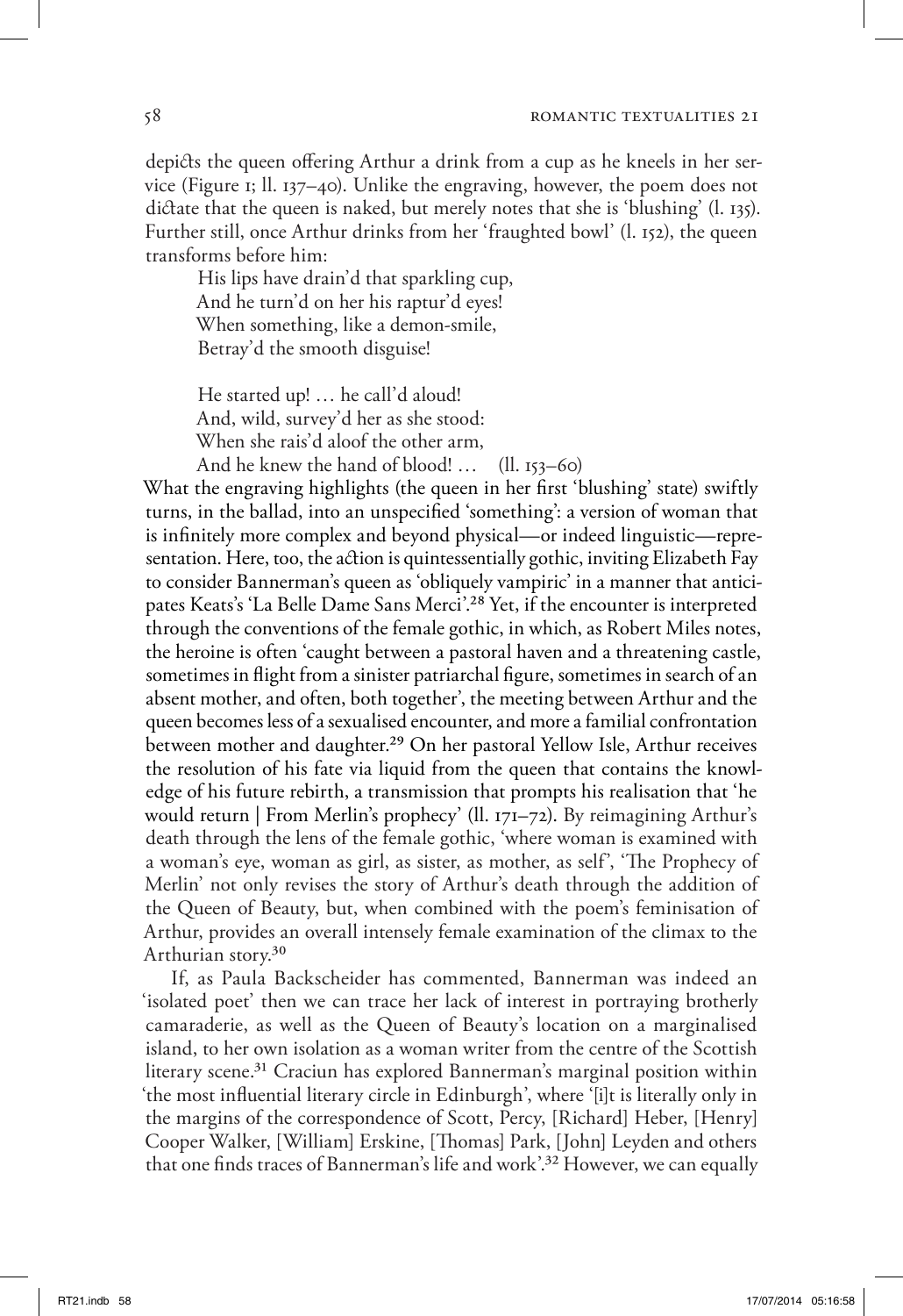depicts the queen offering Arthur a drink from a cup as he kneels in her service (Figure 1; ll. 137–40). Unlike the engraving, however, the poem does not dictate that the queen is naked, but merely notes that she is 'blushing' (l. 135). Further still, once Arthur drinks from her 'fraughted bowl' (l. 152), the queen transforms before him:

> His lips have drain'd that sparkling cup,
> And he turn'd on her his raptur'd eyes!
> When something, like a demon-smile,
> Betray'd the smooth disguise!
>
> He started up! … he call'd aloud!
> And, wild, survey'd her as she stood:
> When she rais'd aloof the other arm,
> And he knew the hand of blood! … (ll. 153–60)

What the engraving highlights (the queen in her first 'blushing' state) swiftly turns, in the ballad, into an unspecified 'something': a version of woman that is infinitely more complex and beyond physical—or indeed linguistic—representation. Here, too, the action is quintessentially gothic, inviting Elizabeth Fay to consider Bannerman's queen as 'obliquely vampiric' in a manner that anticipates Keats's 'La Belle Dame Sans Merci'.[28] Yet, if the encounter is interpreted through the conventions of the female gothic, in which, as Robert Miles notes, the heroine is often 'caught between a pastoral haven and a threatening castle, sometimes in flight from a sinister patriarchal figure, sometimes in search of an absent mother, and often, both together', the meeting between Arthur and the queen becomes less of a sexualised encounter, and more a familial confrontation between mother and daughter.[29] On her pastoral Yellow Isle, Arthur receives the resolution of his fate via liquid from the queen that contains the knowledge of his future rebirth, a transmission that prompts his realisation that 'he would return | From Merlin's prophecy' (ll. 171–72). By reimagining Arthur's death through the lens of the female gothic, 'where woman is examined with a woman's eye, woman as girl, as sister, as mother, as self', 'The Prophecy of Merlin' not only revises the story of Arthur's death through the addition of the Queen of Beauty, but, when combined with the poem's feminisation of Arthur, provides an overall intensely female examination of the climax to the Arthurian story.[30]

If, as Paula Backscheider has commented, Bannerman was indeed an 'isolated poet' then we can trace her lack of interest in portraying brotherly camaraderie, as well as the Queen of Beauty's location on a marginalised island, to her own isolation as a woman writer from the centre of the Scottish literary scene.[31] Craciun has explored Bannerman's marginal position within 'the most influential literary circle in Edinburgh', where '[i]t is literally only in the margins of the correspondence of Scott, Percy, [Richard] Heber, [Henry] Cooper Walker, [William] Erskine, [Thomas] Park, [John] Leyden and others that one finds traces of Bannerman's life and work'.[32] However, we can equally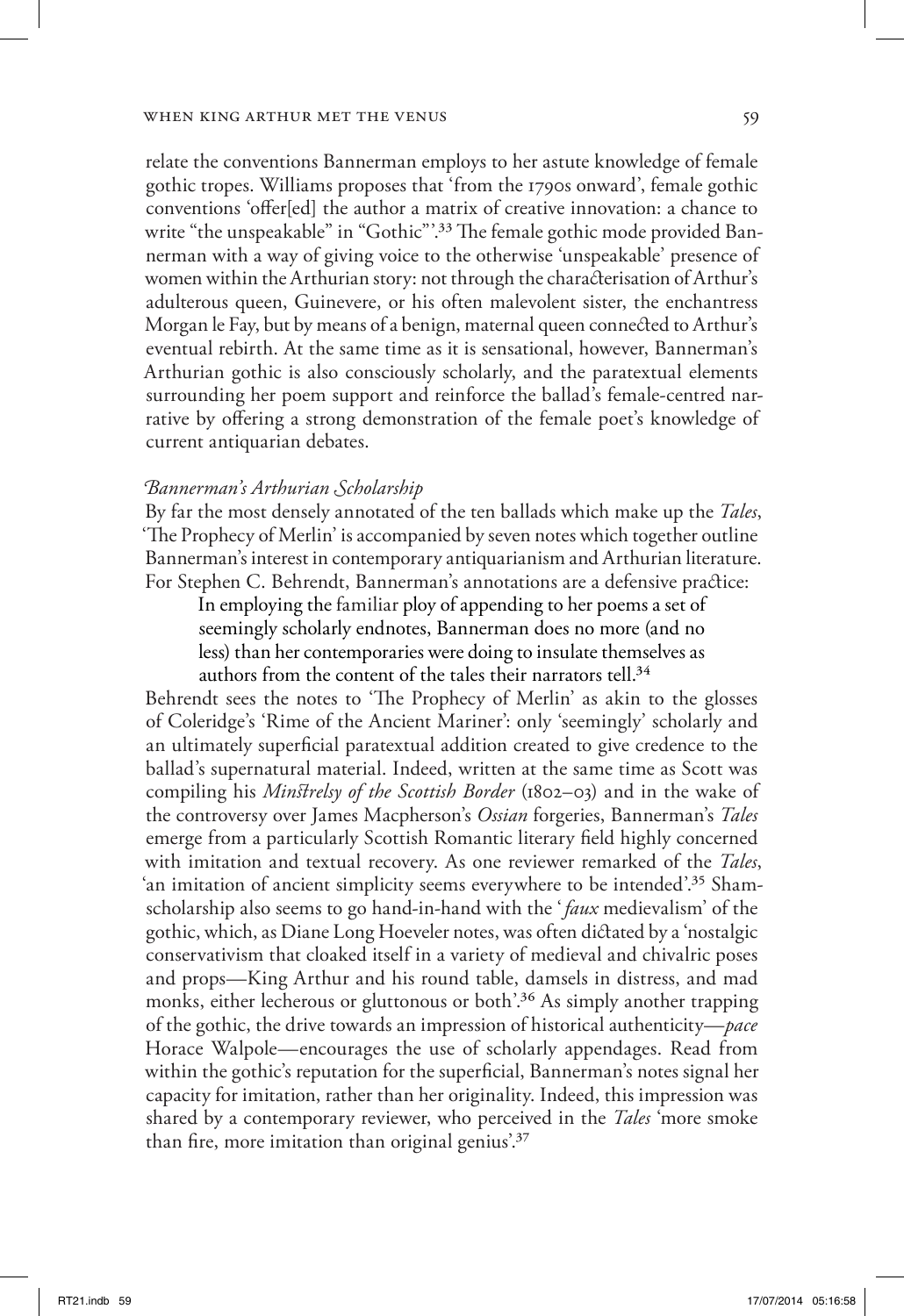relate the conventions Bannerman employs to her astute knowledge of female gothic tropes. Williams proposes that 'from the 1790s onward', female gothic conventions 'offer[ed] the author a matrix of creative innovation: a chance to write "the unspeakable" in "Gothic"'.[33] The female gothic mode provided Bannerman with a way of giving voice to the otherwise 'unspeakable' presence of women within the Arthurian story: not through the characterisation of Arthur's adulterous queen, Guinevere, or his often malevolent sister, the enchantress Morgan le Fay, but by means of a benign, maternal queen connected to Arthur's eventual rebirth. At the same time as it is sensational, however, Bannerman's Arthurian gothic is also consciously scholarly, and the paratextual elements surrounding her poem support and reinforce the ballad's female-centred narrative by offering a strong demonstration of the female poet's knowledge of current antiquarian debates.

### *Bannerman's Arthurian Scholarship*

By far the most densely annotated of the ten ballads which make up the *Tales*, 'The Prophecy of Merlin' is accompanied by seven notes which together outline Bannerman's interest in contemporary antiquarianism and Arthurian literature. For Stephen C. Behrendt, Bannerman's annotations are a defensive practice:

> In employing the familiar ploy of appending to her poems a set of seemingly scholarly endnotes, Bannerman does no more (and no less) than her contemporaries were doing to insulate themselves as authors from the content of the tales their narrators tell.[34]

Behrendt sees the notes to 'The Prophecy of Merlin' as akin to the glosses of Coleridge's 'Rime of the Ancient Mariner': only 'seemingly' scholarly and an ultimately superficial paratextual addition created to give credence to the ballad's supernatural material. Indeed, written at the same time as Scott was compiling his *Minstrelsy of the Scottish Border* (1802–03) and in the wake of the controversy over James Macpherson's *Ossian* forgeries, Bannerman's *Tales* emerge from a particularly Scottish Romantic literary field highly concerned with imitation and textual recovery. As one reviewer remarked of the *Tales*, 'an imitation of ancient simplicity seems everywhere to be intended'.[35] Sham-scholarship also seems to go hand-in-hand with the '*faux* medievalism' of the gothic, which, as Diane Long Hoeveler notes, was often dictated by a 'nostalgic conservativism that cloaked itself in a variety of medieval and chivalric poses and props—King Arthur and his round table, damsels in distress, and mad monks, either lecherous or gluttonous or both'.[36] As simply another trapping of the gothic, the drive towards an impression of historical authenticity—*pace* Horace Walpole—encourages the use of scholarly appendages. Read from within the gothic's reputation for the superficial, Bannerman's notes signal her capacity for imitation, rather than her originality. Indeed, this impression was shared by a contemporary reviewer, who perceived in the *Tales* 'more smoke than fire, more imitation than original genius'.[37]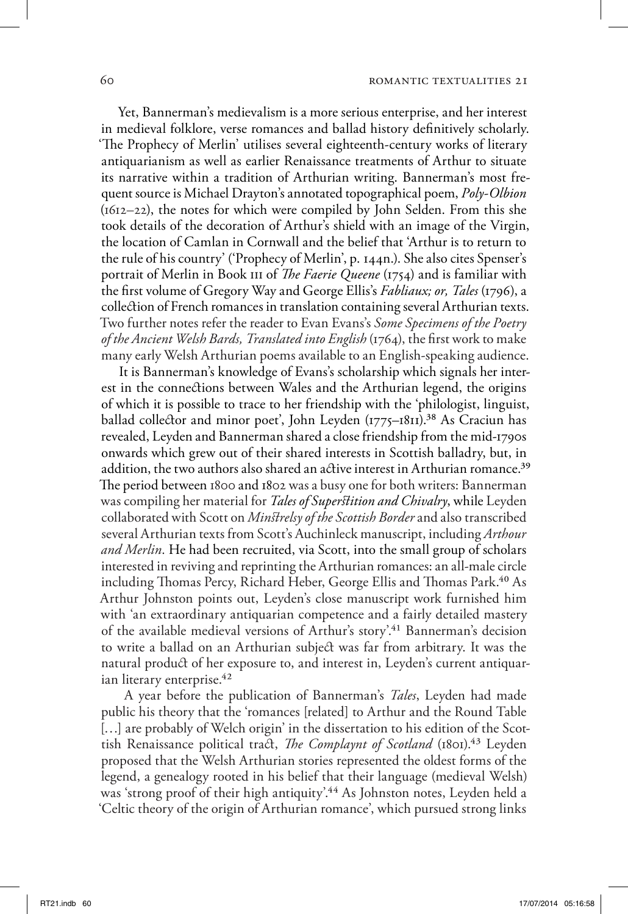Yet, Bannerman's medievalism is a more serious enterprise, and her interest in medieval folklore, verse romances and ballad history definitively scholarly. 'The Prophecy of Merlin' utilises several eighteenth-century works of literary antiquarianism as well as earlier Renaissance treatments of Arthur to situate its narrative within a tradition of Arthurian writing. Bannerman's most frequent source is Michael Drayton's annotated topographical poem, *Poly-Olbion* (1612–22), the notes for which were compiled by John Selden. From this she took details of the decoration of Arthur's shield with an image of the Virgin, the location of Camlan in Cornwall and the belief that 'Arthur is to return to the rule of his country' ('Prophecy of Merlin', p. 144n.). She also cites Spenser's portrait of Merlin in Book III of *The Faerie Queene* (1754) and is familiar with the first volume of Gregory Way and George Ellis's *Fabliaux; or, Tales* (1796), a collection of French romances in translation containing several Arthurian texts. Two further notes refer the reader to Evan Evans's *Some Specimens of the Poetry of the Ancient Welsh Bards, Translated into English* (1764), the first work to make many early Welsh Arthurian poems available to an English-speaking audience.

It is Bannerman's knowledge of Evans's scholarship which signals her interest in the connections between Wales and the Arthurian legend, the origins of which it is possible to trace to her friendship with the 'philologist, linguist, ballad collector and minor poet', John Leyden (1775–1811).[38] As Craciun has revealed, Leyden and Bannerman shared a close friendship from the mid-1790s onwards which grew out of their shared interests in Scottish balladry, but, in addition, the two authors also shared an active interest in Arthurian romance.[39] The period between 1800 and 1802 was a busy one for both writers: Bannerman was compiling her material for *Tales of Superstition and Chivalry*, while Leyden collaborated with Scott on *Minstrelsy of the Scottish Border* and also transcribed several Arthurian texts from Scott's Auchinleck manuscript, including *Arthour and Merlin*. He had been recruited, via Scott, into the small group of scholars interested in reviving and reprinting the Arthurian romances: an all-male circle including Thomas Percy, Richard Heber, George Ellis and Thomas Park.[40] As Arthur Johnston points out, Leyden's close manuscript work furnished him with 'an extraordinary antiquarian competence and a fairly detailed mastery of the available medieval versions of Arthur's story'.[41] Bannerman's decision to write a ballad on an Arthurian subject was far from arbitrary. It was the natural product of her exposure to, and interest in, Leyden's current antiquarian literary enterprise.[42]

A year before the publication of Bannerman's *Tales*, Leyden had made public his theory that the 'romances [related] to Arthur and the Round Table […] are probably of Welch origin' in the dissertation to his edition of the Scottish Renaissance political tract, *The Complaynt of Scotland* (1801).[43] Leyden proposed that the Welsh Arthurian stories represented the oldest forms of the legend, a genealogy rooted in his belief that their language (medieval Welsh) was 'strong proof of their high antiquity'.[44] As Johnston notes, Leyden held a 'Celtic theory of the origin of Arthurian romance', which pursued strong links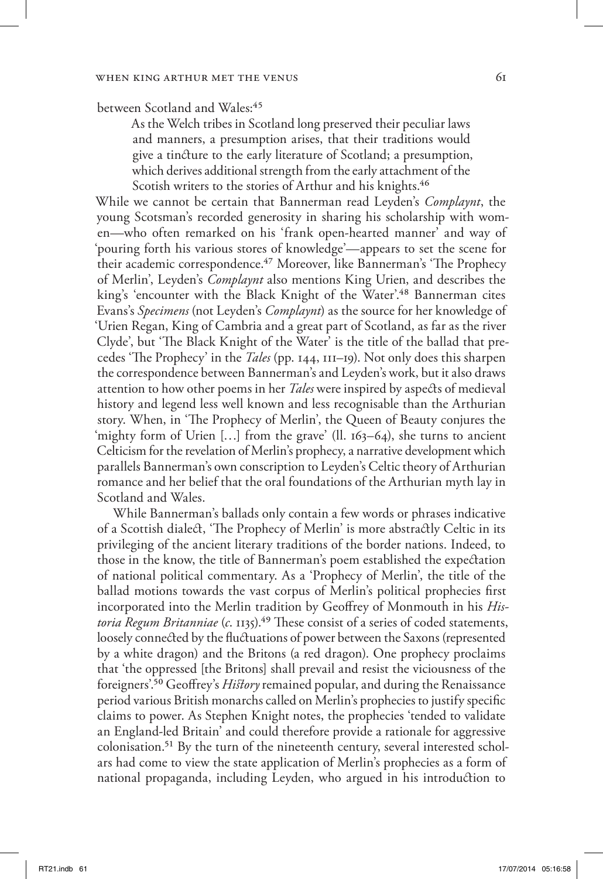between Scotland and Wales:[45]

> As the Welch tribes in Scotland long preserved their peculiar laws and manners, a presumption arises, that their traditions would give a tincture to the early literature of Scotland; a presumption, which derives additional strength from the early attachment of the Scotish writers to the stories of Arthur and his knights.[46]

While we cannot be certain that Bannerman read Leyden's *Complaynt*, the young Scotsman's recorded generosity in sharing his scholarship with women—who often remarked on his 'frank open-hearted manner' and way of 'pouring forth his various stores of knowledge'—appears to set the scene for their academic correspondence.[47] Moreover, like Bannerman's 'The Prophecy of Merlin', Leyden's *Complaynt* also mentions King Urien, and describes the king's 'encounter with the Black Knight of the Water'.[48] Bannerman cites Evans's *Specimens* (not Leyden's *Complaynt*) as the source for her knowledge of 'Urien Regan, King of Cambria and a great part of Scotland, as far as the river Clyde', but 'The Black Knight of the Water' is the title of the ballad that precedes 'The Prophecy' in the *Tales* (pp. 144, 111–19). Not only does this sharpen the correspondence between Bannerman's and Leyden's work, but it also draws attention to how other poems in her *Tales* were inspired by aspects of medieval history and legend less well known and less recognisable than the Arthurian story. When, in 'The Prophecy of Merlin', the Queen of Beauty conjures the 'mighty form of Urien […] from the grave' (ll. 163–64), she turns to ancient Celticism for the revelation of Merlin's prophecy, a narrative development which parallels Bannerman's own conscription to Leyden's Celtic theory of Arthurian romance and her belief that the oral foundations of the Arthurian myth lay in Scotland and Wales.

While Bannerman's ballads only contain a few words or phrases indicative of a Scottish dialect, 'The Prophecy of Merlin' is more abstractly Celtic in its privileging of the ancient literary traditions of the border nations. Indeed, to those in the know, the title of Bannerman's poem established the expectation of national political commentary. As a 'Prophecy of Merlin', the title of the ballad motions towards the vast corpus of Merlin's political prophecies first incorporated into the Merlin tradition by Geoffrey of Monmouth in his *Historia Regum Britanniae* (*c*. 1135).[49] These consist of a series of coded statements, loosely connected by the fluctuations of power between the Saxons (represented by a white dragon) and the Britons (a red dragon). One prophecy proclaims that 'the oppressed [the Britons] shall prevail and resist the viciousness of the foreigners'.[50] Geoffrey's *History* remained popular, and during the Renaissance period various British monarchs called on Merlin's prophecies to justify specific claims to power. As Stephen Knight notes, the prophecies 'tended to validate an England-led Britain' and could therefore provide a rationale for aggressive colonisation.[51] By the turn of the nineteenth century, several interested scholars had come to view the state application of Merlin's prophecies as a form of national propaganda, including Leyden, who argued in his introduction to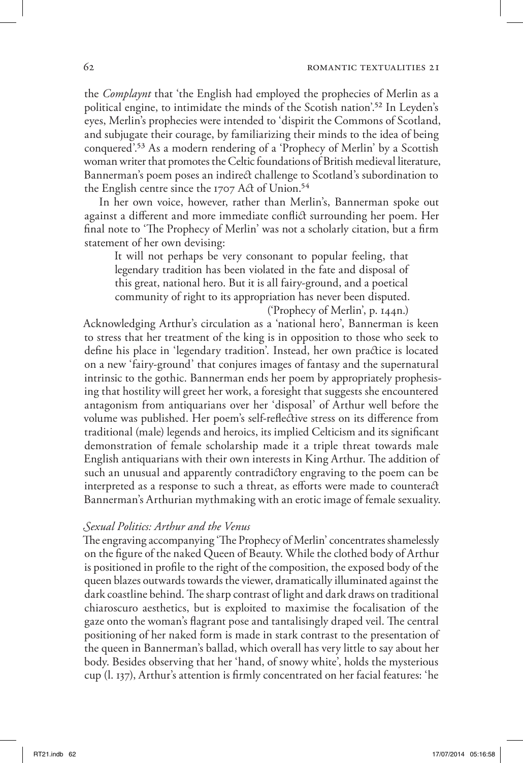the *Complaynt* that 'the English had employed the prophecies of Merlin as a political engine, to intimidate the minds of the Scotish nation'.[52] In Leyden's eyes, Merlin's prophecies were intended to 'dispirit the Commons of Scotland, and subjugate their courage, by familiarizing their minds to the idea of being conquered'.[53] As a modern rendering of a 'Prophecy of Merlin' by a Scottish woman writer that promotes the Celtic foundations of British medieval literature, Bannerman's poem poses an indirect challenge to Scotland's subordination to the English centre since the 1707 Act of Union.[54]

In her own voice, however, rather than Merlin's, Bannerman spoke out against a different and more immediate conflict surrounding her poem. Her final note to 'The Prophecy of Merlin' was not a scholarly citation, but a firm statement of her own devising:

> It will not perhaps be very consonant to popular feeling, that legendary tradition has been violated in the fate and disposal of this great, national hero. But it is all fairy-ground, and a poetical community of right to its appropriation has never been disputed.
> ('Prophecy of Merlin', p. 144n.)

Acknowledging Arthur's circulation as a 'national hero', Bannerman is keen to stress that her treatment of the king is in opposition to those who seek to define his place in 'legendary tradition'. Instead, her own practice is located on a new 'fairy-ground' that conjures images of fantasy and the supernatural intrinsic to the gothic. Bannerman ends her poem by appropriately prophesising that hostility will greet her work, a foresight that suggests she encountered antagonism from antiquarians over her 'disposal' of Arthur well before the volume was published. Her poem's self-reflective stress on its difference from traditional (male) legends and heroics, its implied Celticism and its significant demonstration of female scholarship made it a triple threat towards male English antiquarians with their own interests in King Arthur. The addition of such an unusual and apparently contradictory engraving to the poem can be interpreted as a response to such a threat, as efforts were made to counteract Bannerman's Arthurian mythmaking with an erotic image of female sexuality.

### *Sexual Politics: Arthur and the Venus*

The engraving accompanying 'The Prophecy of Merlin' concentrates shamelessly on the figure of the naked Queen of Beauty. While the clothed body of Arthur is positioned in profile to the right of the composition, the exposed body of the queen blazes outwards towards the viewer, dramatically illuminated against the dark coastline behind. The sharp contrast of light and dark draws on traditional chiaroscuro aesthetics, but is exploited to maximise the focalisation of the gaze onto the woman's flagrant pose and tantalisingly draped veil. The central positioning of her naked form is made in stark contrast to the presentation of the queen in Bannerman's ballad, which overall has very little to say about her body. Besides observing that her 'hand, of snowy white', holds the mysterious cup (l. 137), Arthur's attention is firmly concentrated on her facial features: 'he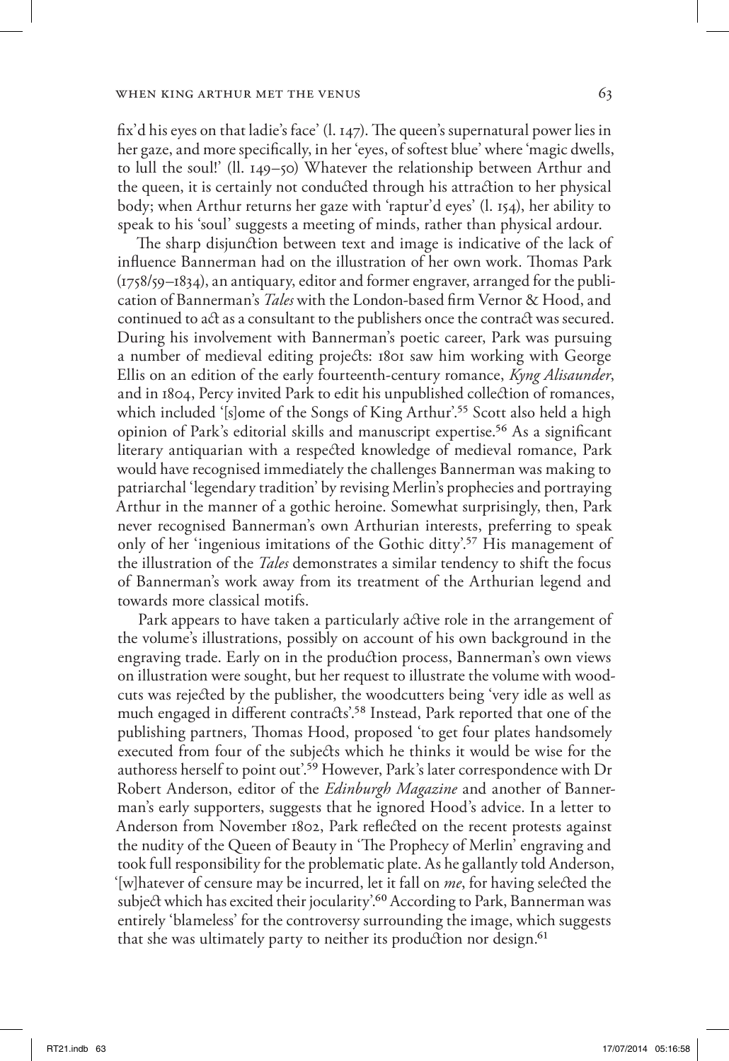fix'd his eyes on that ladie's face' (l. 147). The queen's supernatural power lies in her gaze, and more specifically, in her 'eyes, of softest blue' where 'magic dwells, to lull the soul!' (ll. 149–50) Whatever the relationship between Arthur and the queen, it is certainly not conducted through his attraction to her physical body; when Arthur returns her gaze with 'raptur'd eyes' (l. 154), her ability to speak to his 'soul' suggests a meeting of minds, rather than physical ardour.

The sharp disjunction between text and image is indicative of the lack of influence Bannerman had on the illustration of her own work. Thomas Park (1758/59–1834), an antiquary, editor and former engraver, arranged for the publication of Bannerman's *Tales* with the London-based firm Vernor & Hood, and continued to act as a consultant to the publishers once the contract was secured. During his involvement with Bannerman's poetic career, Park was pursuing a number of medieval editing projects: 1801 saw him working with George Ellis on an edition of the early fourteenth-century romance, *Kyng Alisaunder*, and in 1804, Percy invited Park to edit his unpublished collection of romances, which included '[s]ome of the Songs of King Arthur'.[55] Scott also held a high opinion of Park's editorial skills and manuscript expertise.[56] As a significant literary antiquarian with a respected knowledge of medieval romance, Park would have recognised immediately the challenges Bannerman was making to patriarchal 'legendary tradition' by revising Merlin's prophecies and portraying Arthur in the manner of a gothic heroine. Somewhat surprisingly, then, Park never recognised Bannerman's own Arthurian interests, preferring to speak only of her 'ingenious imitations of the Gothic ditty'.[57] His management of the illustration of the *Tales* demonstrates a similar tendency to shift the focus of Bannerman's work away from its treatment of the Arthurian legend and towards more classical motifs.

Park appears to have taken a particularly active role in the arrangement of the volume's illustrations, possibly on account of his own background in the engraving trade. Early on in the production process, Bannerman's own views on illustration were sought, but her request to illustrate the volume with woodcuts was rejected by the publisher, the woodcutters being 'very idle as well as much engaged in different contracts'.[58] Instead, Park reported that one of the publishing partners, Thomas Hood, proposed 'to get four plates handsomely executed from four of the subjects which he thinks it would be wise for the authoress herself to point out'.[59] However, Park's later correspondence with Dr Robert Anderson, editor of the *Edinburgh Magazine* and another of Bannerman's early supporters, suggests that he ignored Hood's advice. In a letter to Anderson from November 1802, Park reflected on the recent protests against the nudity of the Queen of Beauty in 'The Prophecy of Merlin' engraving and took full responsibility for the problematic plate. As he gallantly told Anderson, '[w]hatever of censure may be incurred, let it fall on *me*, for having selected the subject which has excited their jocularity'.[60] According to Park, Bannerman was entirely 'blameless' for the controversy surrounding the image, which suggests that she was ultimately party to neither its production nor design.[61]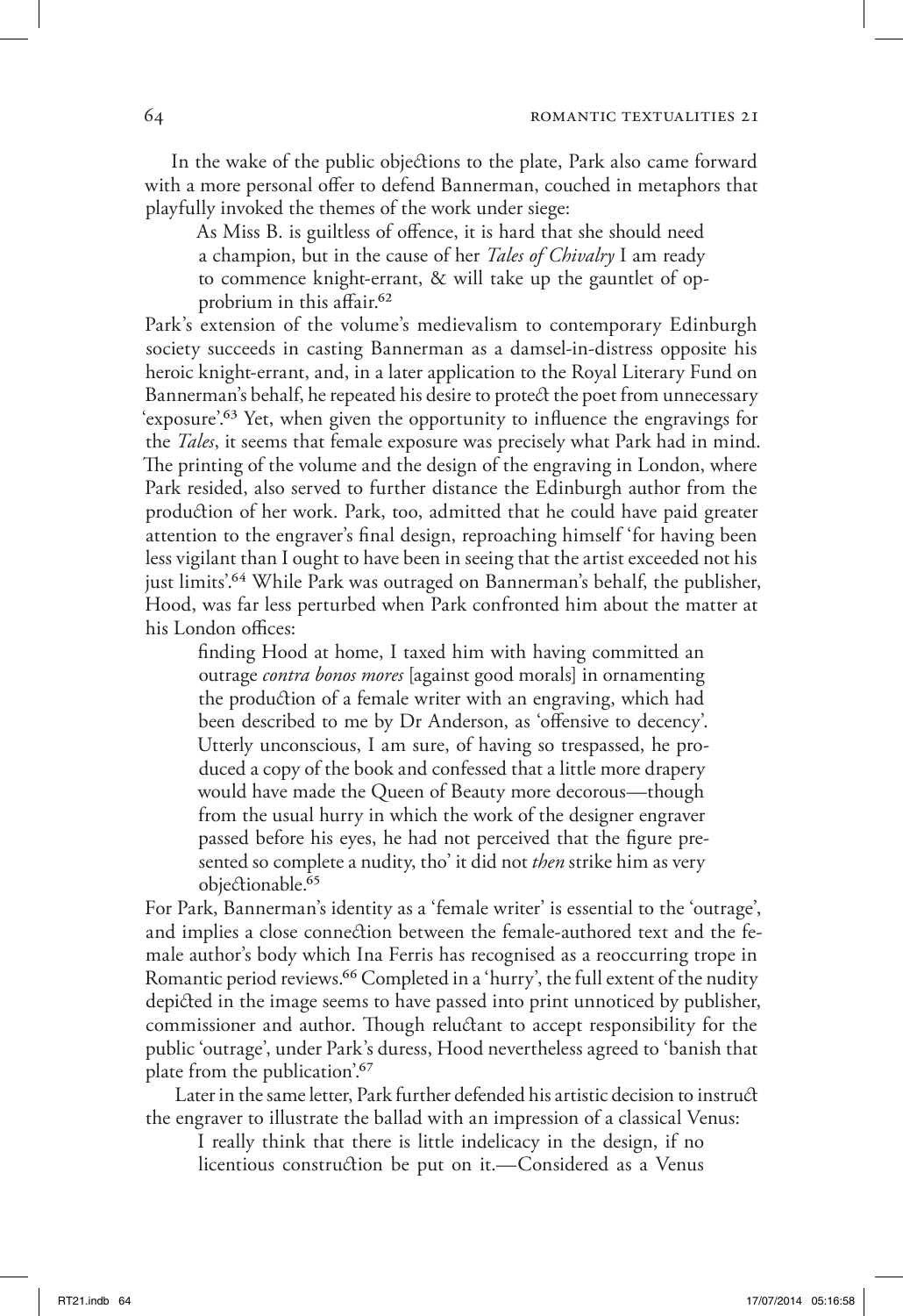In the wake of the public objections to the plate, Park also came forward with a more personal offer to defend Bannerman, couched in metaphors that playfully invoked the themes of the work under siege:

> As Miss B. is guiltless of offence, it is hard that she should need a champion, but in the cause of her *Tales of Chivalry* I am ready to commence knight-errant, & will take up the gauntlet of opprobrium in this affair.[62]

Park's extension of the volume's medievalism to contemporary Edinburgh society succeeds in casting Bannerman as a damsel-in-distress opposite his heroic knight-errant, and, in a later application to the Royal Literary Fund on Bannerman's behalf, he repeated his desire to protect the poet from unnecessary 'exposure'.[63] Yet, when given the opportunity to influence the engravings for the *Tales*, it seems that female exposure was precisely what Park had in mind. The printing of the volume and the design of the engraving in London, where Park resided, also served to further distance the Edinburgh author from the production of her work. Park, too, admitted that he could have paid greater attention to the engraver's final design, reproaching himself 'for having been less vigilant than I ought to have been in seeing that the artist exceeded not his just limits'.[64] While Park was outraged on Bannerman's behalf, the publisher, Hood, was far less perturbed when Park confronted him about the matter at his London offices:

> finding Hood at home, I taxed him with having committed an outrage *contra bonos mores* [against good morals] in ornamenting the production of a female writer with an engraving, which had been described to me by Dr Anderson, as 'offensive to decency'. Utterly unconscious, I am sure, of having so trespassed, he produced a copy of the book and confessed that a little more drapery would have made the Queen of Beauty more decorous—though from the usual hurry in which the work of the designer engraver passed before his eyes, he had not perceived that the figure presented so complete a nudity, tho' it did not *then* strike him as very objectionable.[65]

For Park, Bannerman's identity as a 'female writer' is essential to the 'outrage', and implies a close connection between the female-authored text and the female author's body which Ina Ferris has recognised as a reoccurring trope in Romantic period reviews.[66] Completed in a 'hurry', the full extent of the nudity depicted in the image seems to have passed into print unnoticed by publisher, commissioner and author. Though reluctant to accept responsibility for the public 'outrage', under Park's duress, Hood nevertheless agreed to 'banish that plate from the publication'.[67]

Later in the same letter, Park further defended his artistic decision to instruct the engraver to illustrate the ballad with an impression of a classical Venus:

> I really think that there is little indelicacy in the design, if no licentious construction be put on it.—Considered as a Venus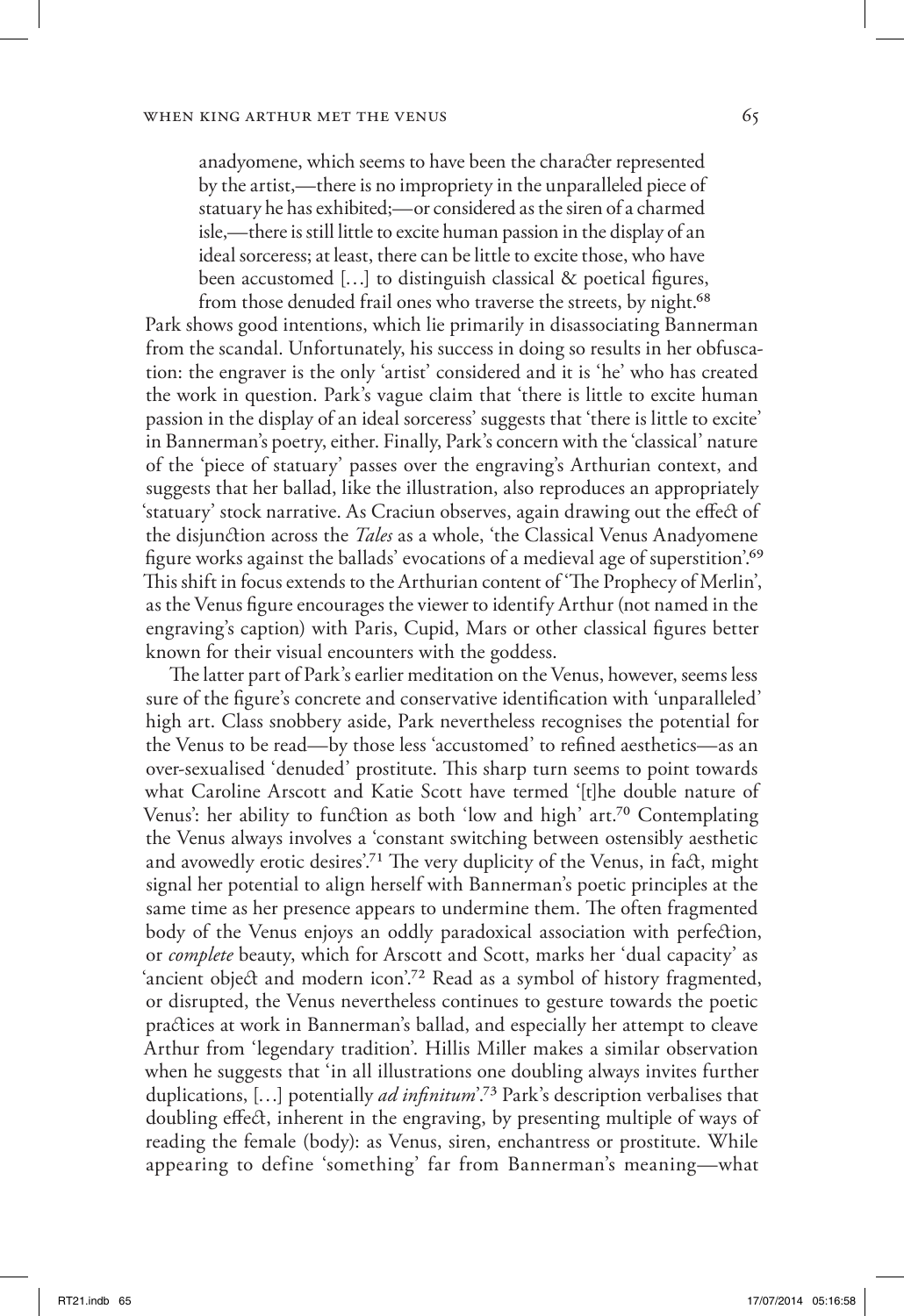> anadyomene, which seems to have been the character represented by the artist,—there is no impropriety in the unparalleled piece of statuary he has exhibited;—or considered as the siren of a charmed isle,—there is still little to excite human passion in the display of an ideal sorceress; at least, there can be little to excite those, who have been accustomed […] to distinguish classical & poetical figures, from those denuded frail ones who traverse the streets, by night.[68]

Park shows good intentions, which lie primarily in disassociating Bannerman from the scandal. Unfortunately, his success in doing so results in her obfuscation: the engraver is the only 'artist' considered and it is 'he' who has created the work in question. Park's vague claim that 'there is little to excite human passion in the display of an ideal sorceress' suggests that 'there is little to excite' in Bannerman's poetry, either. Finally, Park's concern with the 'classical' nature of the 'piece of statuary' passes over the engraving's Arthurian context, and suggests that her ballad, like the illustration, also reproduces an appropriately 'statuary' stock narrative. As Craciun observes, again drawing out the effect of the disjunction across the *Tales* as a whole, 'the Classical Venus Anadyomene figure works against the ballads' evocations of a medieval age of superstition'.[69] This shift in focus extends to the Arthurian content of 'The Prophecy of Merlin', as the Venus figure encourages the viewer to identify Arthur (not named in the engraving's caption) with Paris, Cupid, Mars or other classical figures better known for their visual encounters with the goddess.

The latter part of Park's earlier meditation on the Venus, however, seems less sure of the figure's concrete and conservative identification with 'unparalleled' high art. Class snobbery aside, Park nevertheless recognises the potential for the Venus to be read—by those less 'accustomed' to refined aesthetics—as an over-sexualised 'denuded' prostitute. This sharp turn seems to point towards what Caroline Arscott and Katie Scott have termed '[t]he double nature of Venus': her ability to function as both 'low and high' art.[70] Contemplating the Venus always involves a 'constant switching between ostensibly aesthetic and avowedly erotic desires'.[71] The very duplicity of the Venus, in fact, might signal her potential to align herself with Bannerman's poetic principles at the same time as her presence appears to undermine them. The often fragmented body of the Venus enjoys an oddly paradoxical association with perfection, or *complete* beauty, which for Arscott and Scott, marks her 'dual capacity' as 'ancient object and modern icon'.[72] Read as a symbol of history fragmented, or disrupted, the Venus nevertheless continues to gesture towards the poetic practices at work in Bannerman's ballad, and especially her attempt to cleave Arthur from 'legendary tradition'. Hillis Miller makes a similar observation when he suggests that 'in all illustrations one doubling always invites further duplications, […] potentially *ad infinitum*'.[73] Park's description verbalises that doubling effect, inherent in the engraving, by presenting multiple of ways of reading the female (body): as Venus, siren, enchantress or prostitute. While appearing to define 'something' far from Bannerman's meaning—what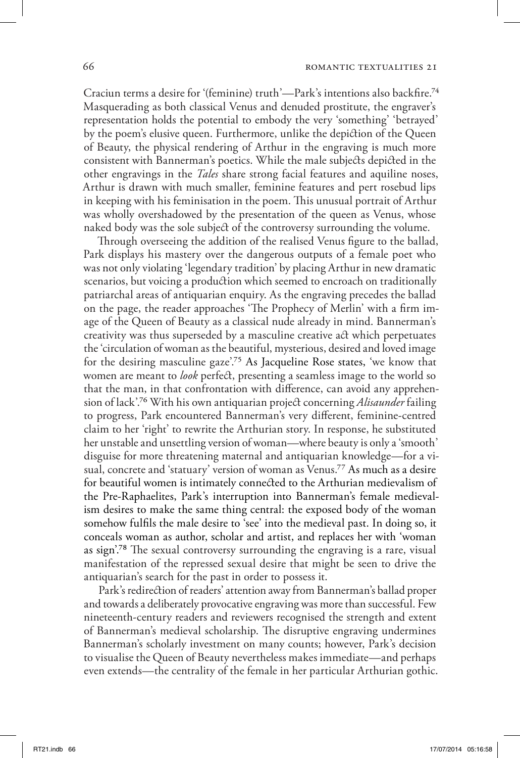Craciun terms a desire for '(feminine) truth'—Park's intentions also backfire.[74] Masquerading as both classical Venus and denuded prostitute, the engraver's representation holds the potential to embody the very 'something' 'betrayed' by the poem's elusive queen. Furthermore, unlike the depiction of the Queen of Beauty, the physical rendering of Arthur in the engraving is much more consistent with Bannerman's poetics. While the male subjects depicted in the other engravings in the *Tales* share strong facial features and aquiline noses, Arthur is drawn with much smaller, feminine features and pert rosebud lips in keeping with his feminisation in the poem. This unusual portrait of Arthur was wholly overshadowed by the presentation of the queen as Venus, whose naked body was the sole subject of the controversy surrounding the volume.

Through overseeing the addition of the realised Venus figure to the ballad, Park displays his mastery over the dangerous outputs of a female poet who was not only violating 'legendary tradition' by placing Arthur in new dramatic scenarios, but voicing a production which seemed to encroach on traditionally patriarchal areas of antiquarian enquiry. As the engraving precedes the ballad on the page, the reader approaches 'The Prophecy of Merlin' with a firm image of the Queen of Beauty as a classical nude already in mind. Bannerman's creativity was thus superseded by a masculine creative act which perpetuates the 'circulation of woman as the beautiful, mysterious, desired and loved image for the desiring masculine gaze'.[75] As Jacqueline Rose states, 'we know that women are meant to *look* perfect, presenting a seamless image to the world so that the man, in that confrontation with difference, can avoid any apprehension of lack'.[76] With his own antiquarian project concerning *Alisaunder* failing to progress, Park encountered Bannerman's very different, feminine-centred claim to her 'right' to rewrite the Arthurian story. In response, he substituted her unstable and unsettling version of woman—where beauty is only a 'smooth' disguise for more threatening maternal and antiquarian knowledge—for a visual, concrete and 'statuary' version of woman as Venus.[77] As much as a desire for beautiful women is intimately connected to the Arthurian medievalism of the Pre-Raphaelites, Park's interruption into Bannerman's female medievalism desires to make the same thing central: the exposed body of the woman somehow fulfils the male desire to 'see' into the medieval past. In doing so, it conceals woman as author, scholar and artist, and replaces her with 'woman as sign'.[78] The sexual controversy surrounding the engraving is a rare, visual manifestation of the repressed sexual desire that might be seen to drive the antiquarian's search for the past in order to possess it.

Park's redirection of readers' attention away from Bannerman's ballad proper and towards a deliberately provocative engraving was more than successful. Few nineteenth-century readers and reviewers recognised the strength and extent of Bannerman's medieval scholarship. The disruptive engraving undermines Bannerman's scholarly investment on many counts; however, Park's decision to visualise the Queen of Beauty nevertheless makes immediate—and perhaps even extends—the centrality of the female in her particular Arthurian gothic.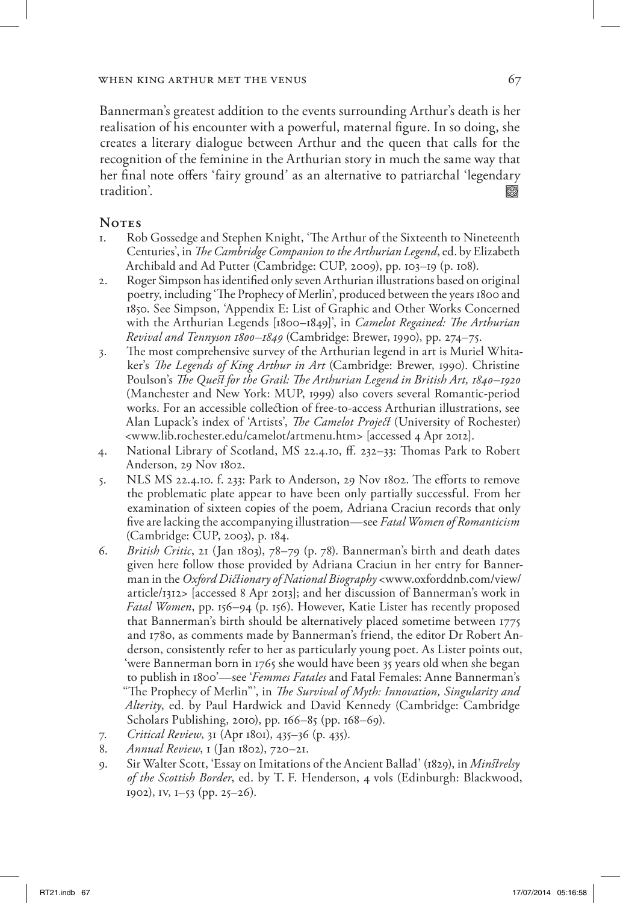Bannerman's greatest addition to the events surrounding Arthur's death is her realisation of his encounter with a powerful, maternal figure. In so doing, she creates a literary dialogue between Arthur and the queen that calls for the recognition of the feminine in the Arthurian story in much the same way that her final note offers 'fairy ground' as an alternative to patriarchal 'legendary tradition'.

## Notes

1. Rob Gossedge and Stephen Knight, 'The Arthur of the Sixteenth to Nineteenth Centuries', in *The Cambridge Companion to the Arthurian Legend*, ed. by Elizabeth Archibald and Ad Putter (Cambridge: CUP, 2009), pp. 103–19 (p. 108).
2. Roger Simpson has identified only seven Arthurian illustrations based on original poetry, including 'The Prophecy of Merlin', produced between the years 1800 and 1850. See Simpson, 'Appendix E: List of Graphic and Other Works Concerned with the Arthurian Legends [1800–1849]', in *Camelot Regained: The Arthurian Revival and Tennyson 1800–1849* (Cambridge: Brewer, 1990), pp. 274–75.
3. The most comprehensive survey of the Arthurian legend in art is Muriel Whitaker's *The Legends of King Arthur in Art* (Cambridge: Brewer, 1990). Christine Poulson's *The Quest for the Grail: The Arthurian Legend in British Art, 1840–1920* (Manchester and New York: MUP, 1999) also covers several Romantic-period works. For an accessible collection of free-to-access Arthurian illustrations, see Alan Lupack's index of 'Artists', *The Camelot Project* (University of Rochester) <www.lib.rochester.edu/camelot/artmenu.htm> [accessed 4 Apr 2012].
4. National Library of Scotland, MS 22.4.10, ff. 232–33: Thomas Park to Robert Anderson, 29 Nov 1802.
5. NLS MS 22.4.10. f. 233: Park to Anderson, 29 Nov 1802. The efforts to remove the problematic plate appear to have been only partially successful. From her examination of sixteen copies of the poem, Adriana Craciun records that only five are lacking the accompanying illustration—see *Fatal Women of Romanticism* (Cambridge: CUP, 2003), p. 184.
6. *British Critic*, 21 (Jan 1803), 78–79 (p. 78). Bannerman's birth and death dates given here follow those provided by Adriana Craciun in her entry for Bannerman in the *Oxford Dictionary of National Biography* <www.oxforddnb.com/view/article/1312> [accessed 8 Apr 2013]; and her discussion of Bannerman's work in *Fatal Women*, pp. 156–94 (p. 156). However, Katie Lister has recently proposed that Bannerman's birth should be alternatively placed sometime between 1775 and 1780, as comments made by Bannerman's friend, the editor Dr Robert Anderson, consistently refer to her as particularly young poet. As Lister points out, 'were Bannerman born in 1765 she would have been 35 years old when she began to publish in 1800'—see '*Femmes Fatales* and Fatal Females: Anne Bannerman's "The Prophecy of Merlin"', in *The Survival of Myth: Innovation, Singularity and Alterity*, ed. by Paul Hardwick and David Kennedy (Cambridge: Cambridge Scholars Publishing, 2010), pp. 166–85 (pp. 168–69).
7. *Critical Review*, 31 (Apr 1801), 435–36 (p. 435).
8. *Annual Review*, 1 (Jan 1802), 720–21.
9. Sir Walter Scott, 'Essay on Imitations of the Ancient Ballad' (1829), in *Minstrelsy of the Scottish Border*, ed. by T. F. Henderson, 4 vols (Edinburgh: Blackwood, 1902), IV, 1–53 (pp. 25–26).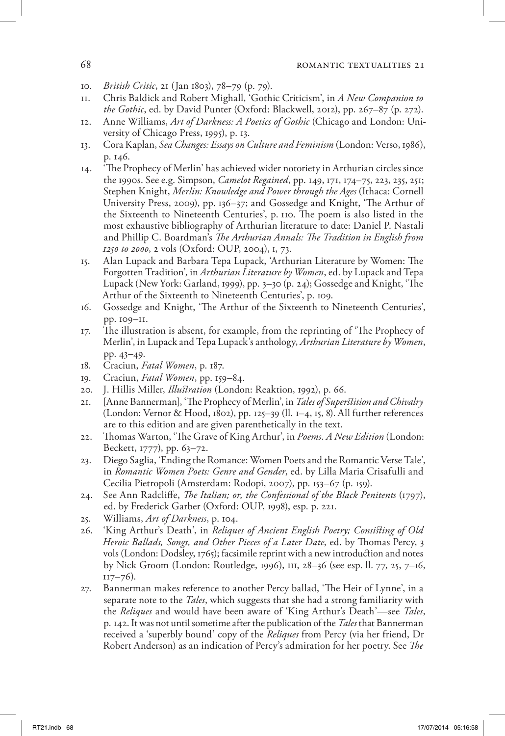10. *British Critic*, 21 (Jan 1803), 78–79 (p. 79).
11. Chris Baldick and Robert Mighall, 'Gothic Criticism', in *A New Companion to the Gothic*, ed. by David Punter (Oxford: Blackwell, 2012), pp. 267–87 (p. 272).
12. Anne Williams, *Art of Darkness: A Poetics of Gothic* (Chicago and London: University of Chicago Press, 1995), p. 13.
13. Cora Kaplan, *Sea Changes: Essays on Culture and Feminism* (London: Verso, 1986), p. 146.
14. 'The Prophecy of Merlin' has achieved wider notoriety in Arthurian circles since the 1990s. See e.g. Simpson, *Camelot Regained*, pp. 149, 171, 174–75, 223, 235, 251; Stephen Knight, *Merlin: Knowledge and Power through the Ages* (Ithaca: Cornell University Press, 2009), pp. 136–37; and Gossedge and Knight, 'The Arthur of the Sixteenth to Nineteenth Centuries', p. 110. The poem is also listed in the most exhaustive bibliography of Arthurian literature to date: Daniel P. Nastali and Phillip C. Boardman's *The Arthurian Annals: The Tradition in English from 1250 to 2000*, 2 vols (Oxford: OUP, 2004), I, 73.
15. Alan Lupack and Barbara Tepa Lupack, 'Arthurian Literature by Women: The Forgotten Tradition', in *Arthurian Literature by Women*, ed. by Lupack and Tepa Lupack (New York: Garland, 1999), pp. 3–30 (p. 24); Gossedge and Knight, 'The Arthur of the Sixteenth to Nineteenth Centuries', p. 109.
16. Gossedge and Knight, 'The Arthur of the Sixteenth to Nineteenth Centuries', pp. 109–11.
17. The illustration is absent, for example, from the reprinting of 'The Prophecy of Merlin', in Lupack and Tepa Lupack's anthology, *Arthurian Literature by Women*, pp. 43–49.
18. Craciun, *Fatal Women*, p. 187.
19. Craciun, *Fatal Women*, pp. 159–84.
20. J. Hillis Miller, *Illustration* (London: Reaktion, 1992), p. 66.
21. [Anne Bannerman], 'The Prophecy of Merlin', in *Tales of Superstition and Chivalry* (London: Vernor & Hood, 1802), pp. 125–39 (ll. 1–4, 15, 8). All further references are to this edition and are given parenthetically in the text.
22. Thomas Warton, 'The Grave of King Arthur', in *Poems*. *A New Edition* (London: Beckett, 1777), pp. 63–72.
23. Diego Saglia, 'Ending the Romance: Women Poets and the Romantic Verse Tale', in *Romantic Women Poets: Genre and Gender*, ed. by Lilla Maria Crisafulli and Cecilia Pietropoli (Amsterdam: Rodopi, 2007), pp. 153–67 (p. 159).
24. See Ann Radcliffe, *The Italian; or, the Confessional of the Black Penitents* (1797), ed. by Frederick Garber (Oxford: OUP, 1998), esp. p. 221.
25. Williams, *Art of Darkness*, p. 104.
26. 'King Arthur's Death', in *Reliques of Ancient English Poetry; Consisting of Old Heroic Ballads, Songs, and Other Pieces of a Later Date*, ed. by Thomas Percy, 3 vols (London: Dodsley, 1765); facsimile reprint with a new introduction and notes by Nick Groom (London: Routledge, 1996), III, 28–36 (see esp. ll. 77, 25, 7–16, 117–76).
27. Bannerman makes reference to another Percy ballad, 'The Heir of Lynne', in a separate note to the *Tales*, which suggests that she had a strong familiarity with the *Reliques* and would have been aware of 'King Arthur's Death'—see *Tales*, p. 142. It was not until sometime after the publication of the *Tales* that Bannerman received a 'superbly bound' copy of the *Reliques* from Percy (via her friend, Dr Robert Anderson) as an indication of Percy's admiration for her poetry. See *The*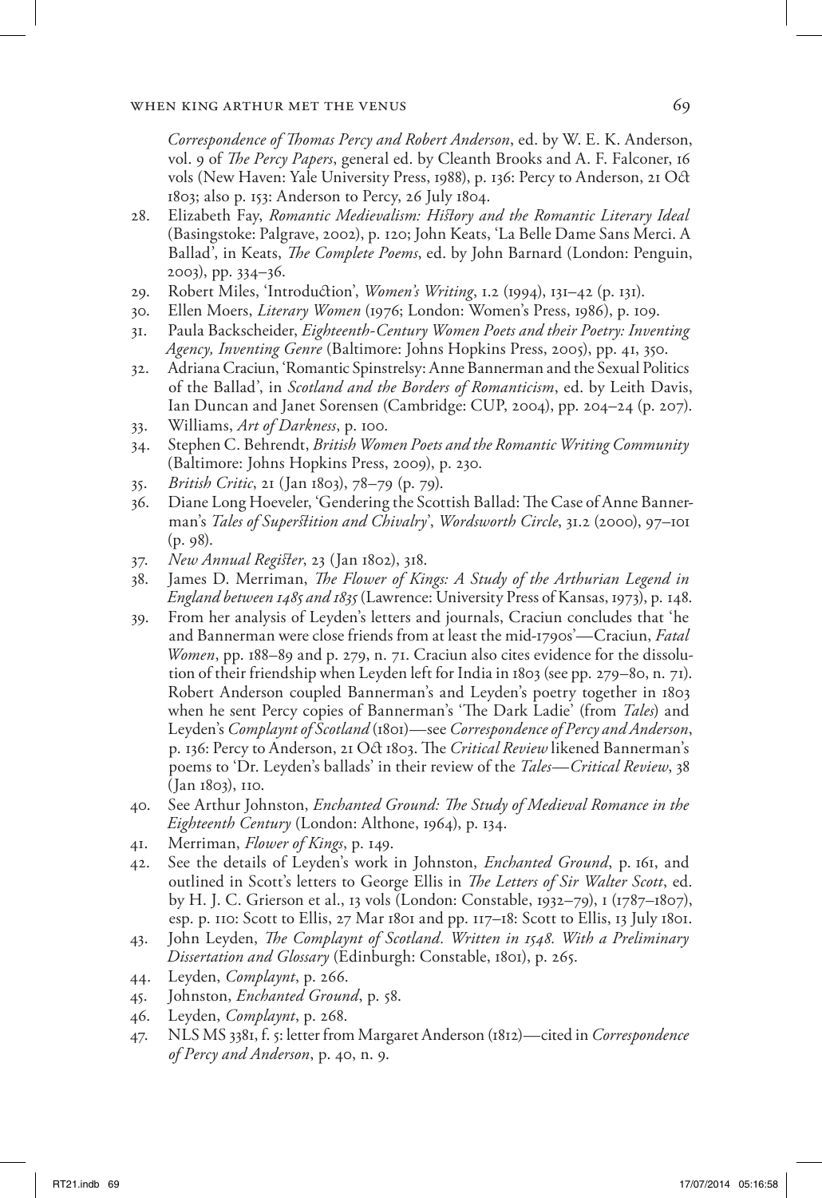*Correspondence of Thomas Percy and Robert Anderson*, ed. by W. E. K. Anderson, vol. 9 of *The Percy Papers*, general ed. by Cleanth Brooks and A. F. Falconer, 16 vols (New Haven: Yale University Press, 1988), p. 136: Percy to Anderson, 21 Oct 1803; also p. 153: Anderson to Percy, 26 July 1804.

28. Elizabeth Fay, *Romantic Medievalism: History and the Romantic Literary Ideal* (Basingstoke: Palgrave, 2002), p. 120; John Keats, 'La Belle Dame Sans Merci. A Ballad', in Keats, *The Complete Poems*, ed. by John Barnard (London: Penguin, 2003), pp. 334–36.
29. Robert Miles, 'Introduction', *Women's Writing*, 1.2 (1994), 131–42 (p. 131).
30. Ellen Moers, *Literary Women* (1976; London: Women's Press, 1986), p. 109.
31. Paula Backscheider, *Eighteenth-Century Women Poets and their Poetry: Inventing Agency, Inventing Genre* (Baltimore: Johns Hopkins Press, 2005), pp. 41, 350.
32. Adriana Craciun, 'Romantic Spinstrelsy: Anne Bannerman and the Sexual Politics of the Ballad', in *Scotland and the Borders of Romanticism*, ed. by Leith Davis, Ian Duncan and Janet Sorensen (Cambridge: CUP, 2004), pp. 204–24 (p. 207).
33. Williams, *Art of Darkness*, p. 100.
34. Stephen C. Behrendt, *British Women Poets and the Romantic Writing Community* (Baltimore: Johns Hopkins Press, 2009), p. 230.
35. *British Critic*, 21 (Jan 1803), 78–79 (p. 79).
36. Diane Long Hoeveler, 'Gendering the Scottish Ballad: The Case of Anne Bannerman's *Tales of Superstition and Chivalry*', *Wordsworth Circle*, 31.2 (2000), 97–101 (p. 98).
37. *New Annual Register*, 23 (Jan 1802), 318.
38. James D. Merriman, *The Flower of Kings: A Study of the Arthurian Legend in England between 1485 and 1835* (Lawrence: University Press of Kansas, 1973), p. 148.
39. From her analysis of Leyden's letters and journals, Craciun concludes that 'he and Bannerman were close friends from at least the mid-1790s'—Craciun, *Fatal Women*, pp. 188–89 and p. 279, n. 71. Craciun also cites evidence for the dissolution of their friendship when Leyden left for India in 1803 (see pp. 279–80, n. 71). Robert Anderson coupled Bannerman's and Leyden's poetry together in 1803 when he sent Percy copies of Bannerman's 'The Dark Ladie' (from *Tales*) and Leyden's *Complaynt of Scotland* (1801)—see *Correspondence of Percy and Anderson*, p. 136: Percy to Anderson, 21 Oct 1803. The *Critical Review* likened Bannerman's poems to 'Dr. Leyden's ballads' in their review of the *Tales*—*Critical Review*, 38 (Jan 1803), 110.
40. See Arthur Johnston, *Enchanted Ground: The Study of Medieval Romance in the Eighteenth Century* (London: Althone, 1964), p. 134.
41. Merriman, *Flower of Kings*, p. 149.
42. See the details of Leyden's work in Johnston, *Enchanted Ground*, p. 161, and outlined in Scott's letters to George Ellis in *The Letters of Sir Walter Scott*, ed. by H. J. C. Grierson et al., 13 vols (London: Constable, 1932–79), 1 (1787–1807), esp. p. 110: Scott to Ellis, 27 Mar 1801 and pp. 117–18: Scott to Ellis, 13 July 1801.
43. John Leyden, *The Complaynt of Scotland. Written in 1548. With a Preliminary Dissertation and Glossary* (Edinburgh: Constable, 1801), p. 265.
44. Leyden, *Complaynt*, p. 266.
45. Johnston, *Enchanted Ground*, p. 58.
46. Leyden, *Complaynt*, p. 268.
47. NLS MS 3381, f. 5: letter from Margaret Anderson (1812)—cited in *Correspondence of Percy and Anderson*, p. 40, n. 9.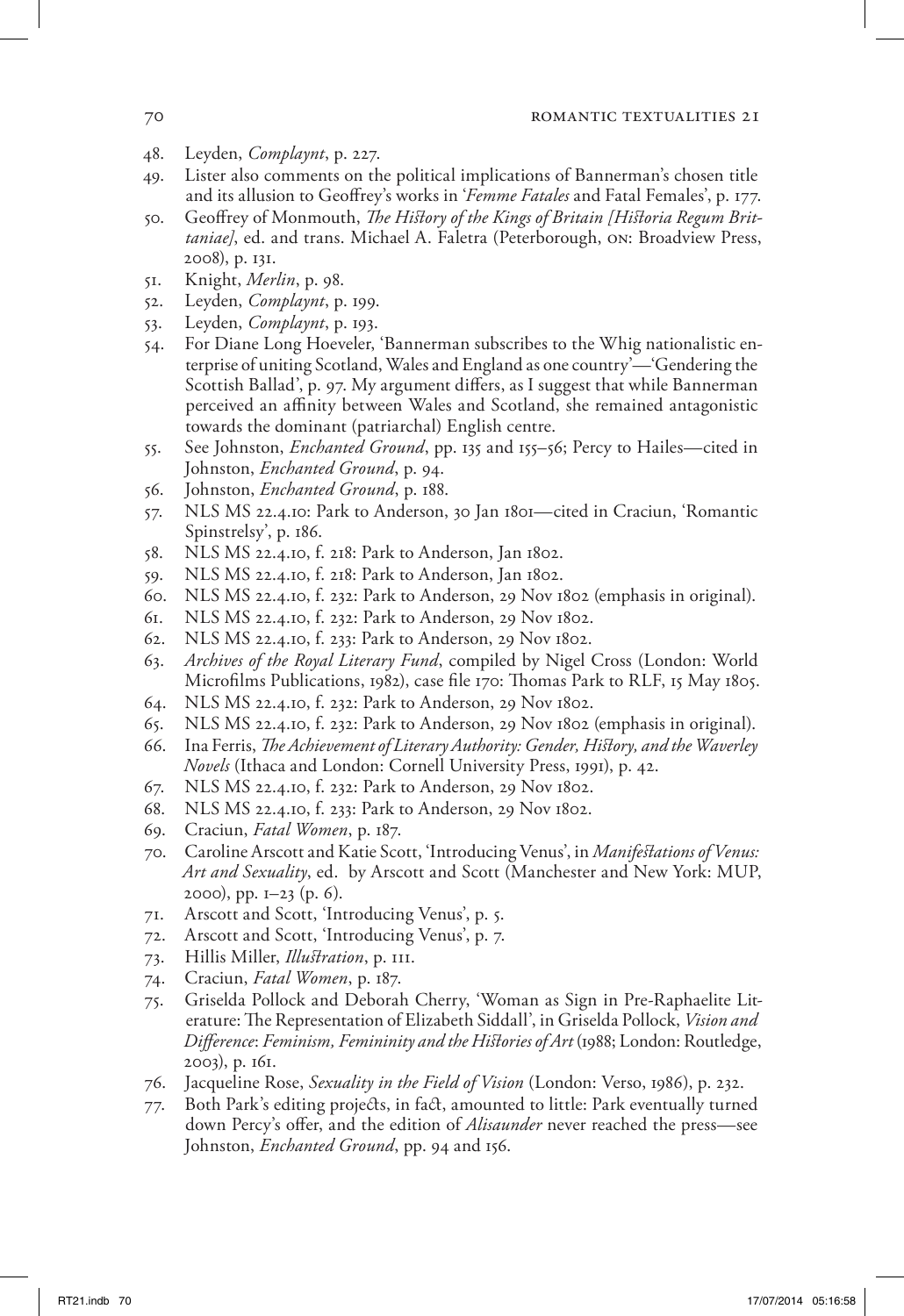48. Leyden, *Complaynt*, p. 227.
49. Lister also comments on the political implications of Bannerman's chosen title and its allusion to Geoffrey's works in '*Femme Fatales* and Fatal Females', p. 177.
50. Geoffrey of Monmouth, *The History of the Kings of Britain [Historia Regum Brittaniae]*, ed. and trans. Michael A. Faletra (Peterborough, ON: Broadview Press, 2008), p. 131.
51. Knight, *Merlin*, p. 98.
52. Leyden, *Complaynt*, p. 199.
53. Leyden, *Complaynt*, p. 193.
54. For Diane Long Hoeveler, 'Bannerman subscribes to the Whig nationalistic enterprise of uniting Scotland, Wales and England as one country'—'Gendering the Scottish Ballad', p. 97. My argument differs, as I suggest that while Bannerman perceived an affinity between Wales and Scotland, she remained antagonistic towards the dominant (patriarchal) English centre.
55. See Johnston, *Enchanted Ground*, pp. 135 and 155–56; Percy to Hailes—cited in Johnston, *Enchanted Ground*, p. 94.
56. Johnston, *Enchanted Ground*, p. 188.
57. NLS MS 22.4.10: Park to Anderson, 30 Jan 1801—cited in Craciun, 'Romantic Spinstrelsy', p. 186.
58. NLS MS 22.4.10, f. 218: Park to Anderson, Jan 1802.
59. NLS MS 22.4.10, f. 218: Park to Anderson, Jan 1802.
60. NLS MS 22.4.10, f. 232: Park to Anderson, 29 Nov 1802 (emphasis in original).
61. NLS MS 22.4.10, f. 232: Park to Anderson, 29 Nov 1802.
62. NLS MS 22.4.10, f. 233: Park to Anderson, 29 Nov 1802.
63. *Archives of the Royal Literary Fund*, compiled by Nigel Cross (London: World Microfilms Publications, 1982), case file 170: Thomas Park to RLF, 15 May 1805.
64. NLS MS 22.4.10, f. 232: Park to Anderson, 29 Nov 1802.
65. NLS MS 22.4.10, f. 232: Park to Anderson, 29 Nov 1802 (emphasis in original).
66. Ina Ferris, *The Achievement of Literary Authority: Gender, History, and the Waverley Novels* (Ithaca and London: Cornell University Press, 1991), p. 42.
67. NLS MS 22.4.10, f. 232: Park to Anderson, 29 Nov 1802.
68. NLS MS 22.4.10, f. 233: Park to Anderson, 29 Nov 1802.
69. Craciun, *Fatal Women*, p. 187.
70. Caroline Arscott and Katie Scott, 'Introducing Venus', in *Manifestations of Venus: Art and Sexuality*, ed. by Arscott and Scott (Manchester and New York: MUP, 2000), pp. 1–23 (p. 6).
71. Arscott and Scott, 'Introducing Venus', p. 5.
72. Arscott and Scott, 'Introducing Venus', p. 7.
73. Hillis Miller, *Illustration*, p. 111.
74. Craciun, *Fatal Women*, p. 187.
75. Griselda Pollock and Deborah Cherry, 'Woman as Sign in Pre-Raphaelite Literature: The Representation of Elizabeth Siddall', in Griselda Pollock, *Vision and Difference*: *Feminism, Femininity and the Histories of Art* (1988; London: Routledge, 2003), p. 161.
76. Jacqueline Rose, *Sexuality in the Field of Vision* (London: Verso, 1986), p. 232.
77. Both Park's editing projects, in fact, amounted to little: Park eventually turned down Percy's offer, and the edition of *Alisaunder* never reached the press—see Johnston, *Enchanted Ground*, pp. 94 and 156.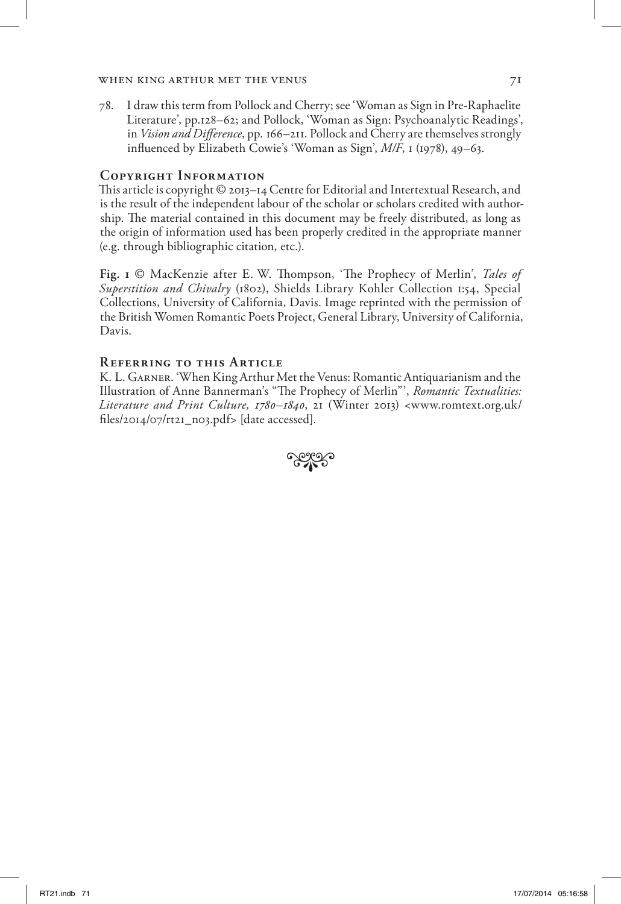78. I draw this term from Pollock and Cherry; see 'Woman as Sign in Pre-Raphaelite Literature', pp.128–62; and Pollock, 'Woman as Sign: Psychoanalytic Readings', in *Vision and Difference*, pp. 166–211. Pollock and Cherry are themselves strongly influenced by Elizabeth Cowie's 'Woman as Sign', *M/F*, 1 (1978), 49–63.

## Copyright Information

This article is copyright © 2013–14 Centre for Editorial and Intertextual Research, and is the result of the independent labour of the scholar or scholars credited with authorship. The material contained in this document may be freely distributed, as long as the origin of information used has been properly credited in the appropriate manner (e.g. through bibliographic citation, etc.).

**Fig. 1** © MacKenzie after E. W. Thompson, 'The Prophecy of Merlin', *Tales of Superstition and Chivalry* (1802), Shields Library Kohler Collection 1:54, Special Collections, University of California, Davis. Image reprinted with the permission of the British Women Romantic Poets Project, General Library, University of California, Davis.

## Referring to this Article

K. L. Garner. 'When King Arthur Met the Venus: Romantic Antiquarianism and the Illustration of Anne Bannerman's "The Prophecy of Merlin"', *Romantic Textualities: Literature and Print Culture, 1780–1840*, 21 (Winter 2013) <www.romtext.org.uk/files/2014/07/rt21_n03.pdf> [date accessed].